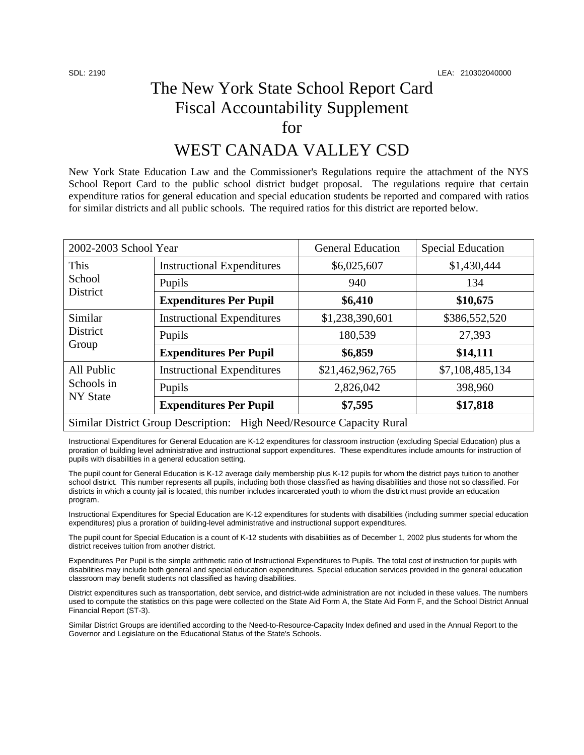SDL: 2190 LEA: 210302040000

# The New York State School Report Card Fiscal Accountability Supplement for

# WEST CANADA VALLEY CSD

New York State Education Law and the Commissioner's Regulations require the attachment of the NYS School Report Card to the public school district budget proposal. The regulations require that certain expenditure ratios for general education and special education students be reported and compared with ratios for similar districts and all public schools. The required ratios for this district are reported below.

| 2002-2003 School Year | | General Education | Special Education |
|---|---|---|---|
| This School District | Instructional Expenditures | $6,025,607 | $1,430,444 |
| | Pupils | 940 | 134 |
| | **Expenditures Per Pupil** | **$6,410** | **$10,675** |
| Similar District Group | Instructional Expenditures | $1,238,390,601 | $386,552,520 |
| | Pupils | 180,539 | 27,393 |
| | **Expenditures Per Pupil** | **$6,859** | **$14,111** |
| All Public Schools in NY State | Instructional Expenditures | $21,462,962,765 | $7,108,485,134 |
| | Pupils | 2,826,042 | 398,960 |
| | **Expenditures Per Pupil** | **$7,595** | **$17,818** |
| Similar District Group Description: High Need/Resource Capacity Rural | | | |

Instructional Expenditures for General Education are K-12 expenditures for classroom instruction (excluding Special Education) plus a proration of building level administrative and instructional support expenditures. These expenditures include amounts for instruction of pupils with disabilities in a general education setting.

The pupil count for General Education is K-12 average daily membership plus K-12 pupils for whom the district pays tuition to another school district. This number represents all pupils, including both those classified as having disabilities and those not so classified. For districts in which a county jail is located, this number includes incarcerated youth to whom the district must provide an education program.

Instructional Expenditures for Special Education are K-12 expenditures for students with disabilities (including summer special education expenditures) plus a proration of building-level administrative and instructional support expenditures.

The pupil count for Special Education is a count of K-12 students with disabilities as of December 1, 2002 plus students for whom the district receives tuition from another district.

Expenditures Per Pupil is the simple arithmetic ratio of Instructional Expenditures to Pupils. The total cost of instruction for pupils with disabilities may include both general and special education expenditures. Special education services provided in the general education classroom may benefit students not classified as having disabilities.

District expenditures such as transportation, debt service, and district-wide administration are not included in these values. The numbers used to compute the statistics on this page were collected on the State Aid Form A, the State Aid Form F, and the School District Annual Financial Report (ST-3).

Similar District Groups are identified according to the Need-to-Resource-Capacity Index defined and used in the Annual Report to the Governor and Legislature on the Educational Status of the State's Schools.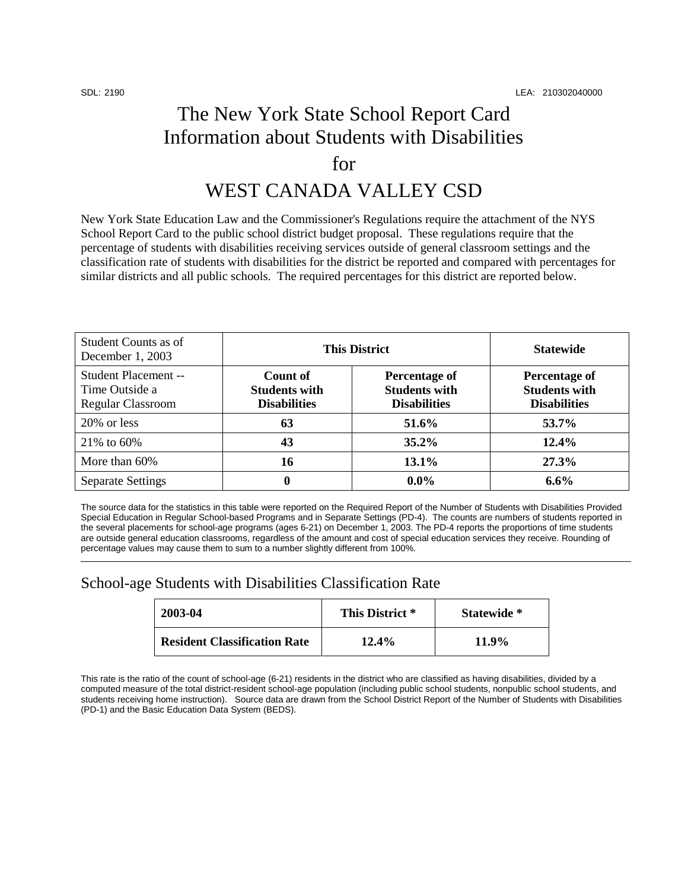SDL: 2190 LEA: 210302040000

# The New York State School Report Card
# Information about Students with Disabilities
# for
# WEST CANADA VALLEY CSD

New York State Education Law and the Commissioner's Regulations require the attachment of the NYS School Report Card to the public school district budget proposal. These regulations require that the percentage of students with disabilities receiving services outside of general classroom settings and the classification rate of students with disabilities for the district be reported and compared with percentages for similar districts and all public schools. The required percentages for this district are reported below.

| Student Counts as of December 1, 2003 | **This District** | | **Statewide** |
|---|---|---|---|
| Student Placement -- Time Outside a Regular Classroom | **Count of Students with Disabilities** | **Percentage of Students with Disabilities** | **Percentage of Students with Disabilities** |
| 20% or less | **63** | **51.6%** | **53.7%** |
| 21% to 60% | **43** | **35.2%** | **12.4%** |
| More than 60% | **16** | **13.1%** | **27.3%** |
| Separate Settings | **0** | **0.0%** | **6.6%** |

The source data for the statistics in this table were reported on the Required Report of the Number of Students with Disabilities Provided Special Education in Regular School-based Programs and in Separate Settings (PD-4). The counts are numbers of students reported in the several placements for school-age programs (ages 6-21) on December 1, 2003. The PD-4 reports the proportions of time students are outside general education classrooms, regardless of the amount and cost of special education services they receive. Rounding of percentage values may cause them to sum to a number slightly different from 100%.

## School-age Students with Disabilities Classification Rate

| **2003-04** | **This District *** | **Statewide *** |
|---|---|---|
| **Resident Classification Rate** | **12.4%** | **11.9%** |

This rate is the ratio of the count of school-age (6-21) residents in the district who are classified as having disabilities, divided by a computed measure of the total district-resident school-age population (including public school students, nonpublic school students, and students receiving home instruction). Source data are drawn from the School District Report of the Number of Students with Disabilities (PD-1) and the Basic Education Data System (BEDS).